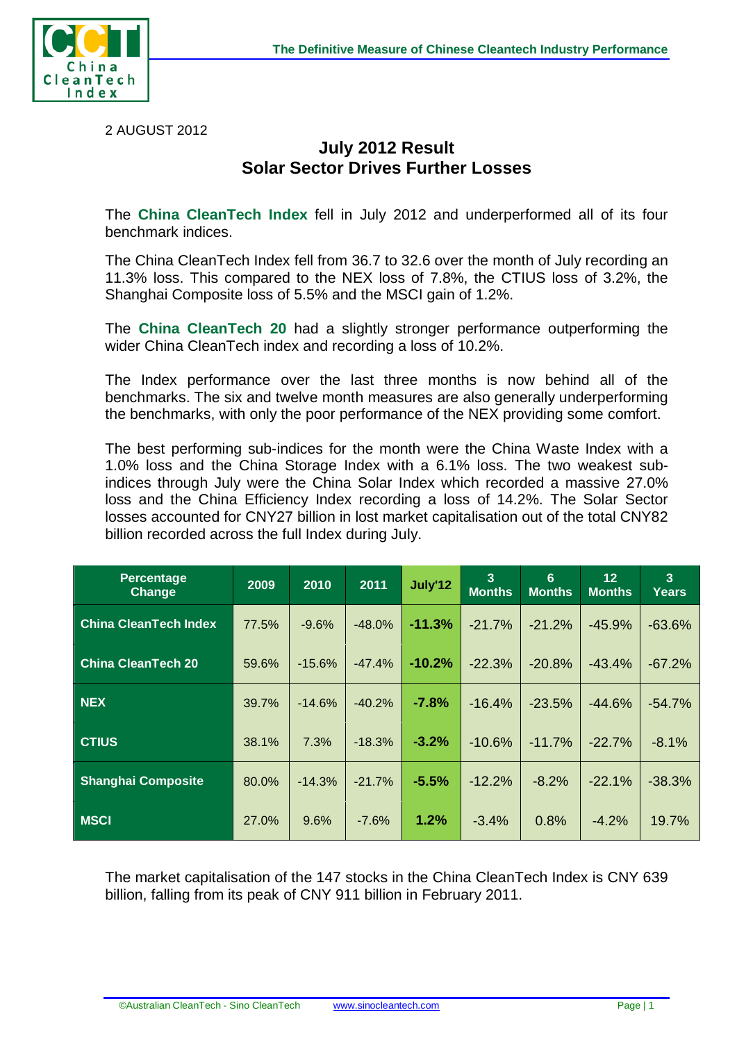2 AUGUST 2012

# July 2012 Result
## Solar Sector Drives Further Losses

The **China CleanTech Index** fell in July 2012 and underperformed all of its four benchmark indices.

The China CleanTech Index fell from 36.7 to 32.6 over the month of July recording an 11.3% loss. This compared to the NEX loss of 7.8%, the CTIUS loss of 3.2%, the Shanghai Composite loss of 5.5% and the MSCI gain of 1.2%.

The **China CleanTech 20** had a slightly stronger performance outperforming the wider China CleanTech index and recording a loss of 10.2%.

The Index performance over the last three months is now behind all of the benchmarks. The six and twelve month measures are also generally underperforming the benchmarks, with only the poor performance of the NEX providing some comfort.

The best performing sub-indices for the month were the China Waste Index with a 1.0% loss and the China Storage Index with a 6.1% loss. The two weakest sub-indices through July were the China Solar Index which recorded a massive 27.0% loss and the China Efficiency Index recording a loss of 14.2%. The Solar Sector losses accounted for CNY27 billion in lost market capitalisation out of the total CNY82 billion recorded across the full Index during July.

| Percentage Change | 2009 | 2010 | 2011 | July'12 | 3 Months | 6 Months | 12 Months | 3 Years |
|---|---|---|---|---|---|---|---|---|
| **China CleanTech Index** | 77.5% | -9.6% | -48.0% | **-11.3%** | -21.7% | -21.2% | -45.9% | -63.6% |
| **China CleanTech 20** | 59.6% | -15.6% | -47.4% | **-10.2%** | -22.3% | -20.8% | -43.4% | -67.2% |
| **NEX** | 39.7% | -14.6% | -40.2% | **-7.8%** | -16.4% | -23.5% | -44.6% | -54.7% |
| **CTIUS** | 38.1% | 7.3% | -18.3% | **-3.2%** | -10.6% | -11.7% | -22.7% | -8.1% |
| **Shanghai Composite** | 80.0% | -14.3% | -21.7% | **-5.5%** | -12.2% | -8.2% | -22.1% | -38.3% |
| **MSCI** | 27.0% | 9.6% | -7.6% | **1.2%** | -3.4% | 0.8% | -4.2% | 19.7% |

The market capitalisation of the 147 stocks in the China CleanTech Index is CNY 639 billion, falling from its peak of CNY 911 billion in February 2011.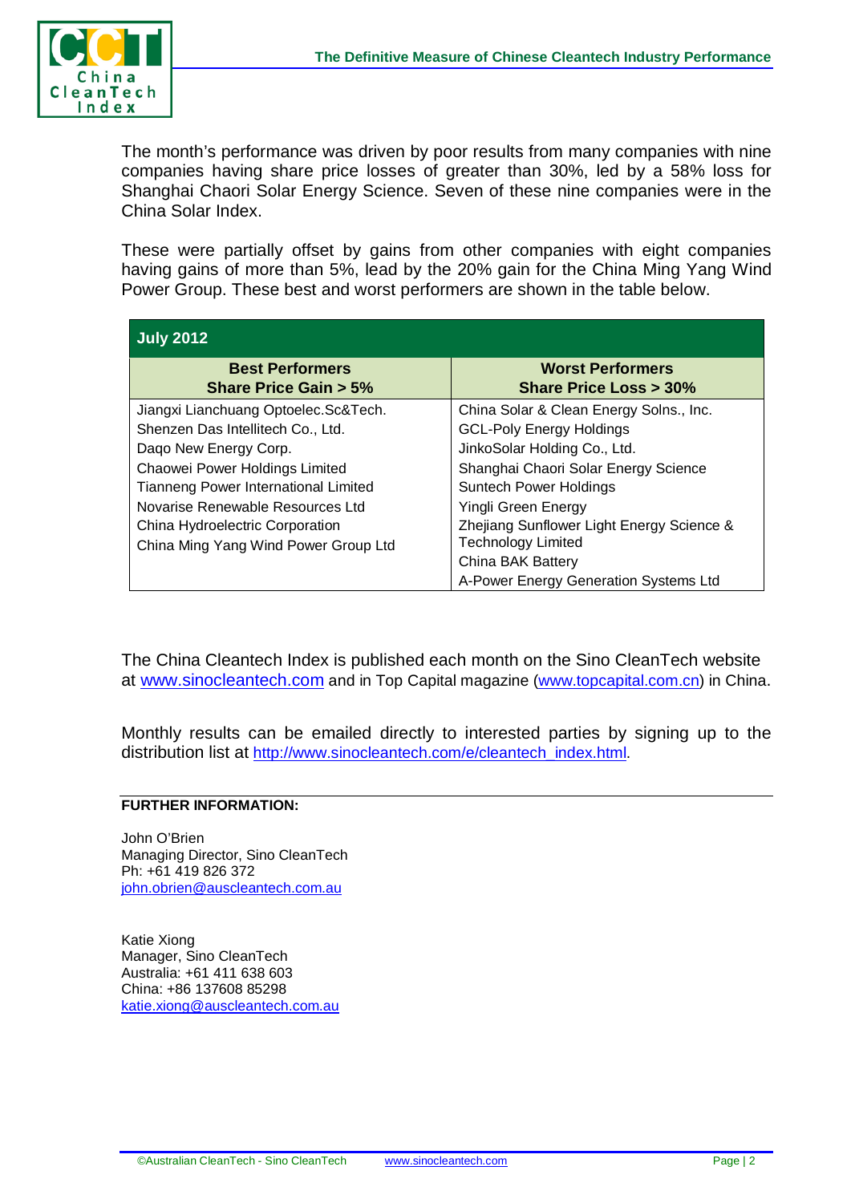The month's performance was driven by poor results from many companies with nine companies having share price losses of greater than 30%, led by a 58% loss for Shanghai Chaori Solar Energy Science. Seven of these nine companies were in the China Solar Index.

These were partially offset by gains from other companies with eight companies having gains of more than 5%, lead by the 20% gain for the China Ming Yang Wind Power Group. These best and worst performers are shown in the table below.

| **July 2012** | |
|---|---|
| **Best Performers Share Price Gain > 5%** | **Worst Performers Share Price Loss > 30%** |
| Jiangxi Lianchuang Optoelec.Sc&Tech. | China Solar & Clean Energy Solns., Inc. |
| Shenzen Das Intellitech Co., Ltd. | GCL-Poly Energy Holdings |
| Daqo New Energy Corp. | JinkoSolar Holding Co., Ltd. |
| Chaowei Power Holdings Limited | Shanghai Chaori Solar Energy Science |
| Tianneng Power International Limited | Suntech Power Holdings |
| Novarise Renewable Resources Ltd | Yingli Green Energy |
| China Hydroelectric Corporation | Zhejiang Sunflower Light Energy Science & Technology Limited |
| China Ming Yang Wind Power Group Ltd | China BAK Battery |
| | A-Power Energy Generation Systems Ltd |

The China Cleantech Index is published each month on the Sino CleanTech website at www.sinocleantech.com and in Top Capital magazine (www.topcapital.com.cn) in China.

Monthly results can be emailed directly to interested parties by signing up to the distribution list at http://www.sinocleantech.com/e/cleantech_index.html.

**FURTHER INFORMATION:**

John O'Brien
Managing Director, Sino CleanTech
Ph: +61 419 826 372
john.obrien@auscleantech.com.au

Katie Xiong
Manager, Sino CleanTech
Australia: +61 411 638 603
China: +86 137608 85298
katie.xiong@auscleantech.com.au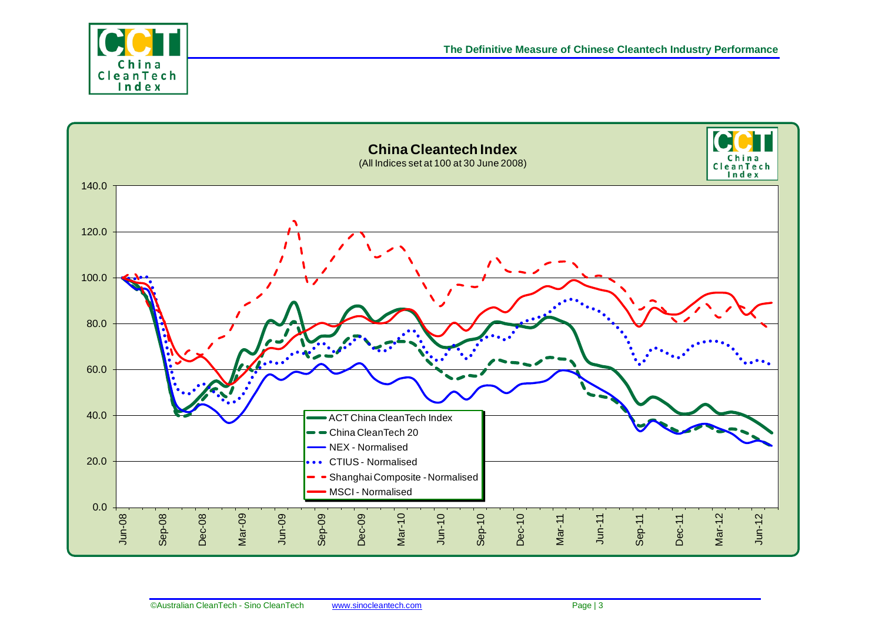# China Cleantech Index

(All Indices set at 100 at 30 June 2008)

140.0
120.0
100.0
80.0
60.0
40.0
20.0
0.0

Jun-08
Sep-08
Dec-08
Mar-09
Jun-09
Sep-09
Dec-09
Mar-10
Jun-10
Sep-10
Dec-10
Mar-11
Jun-11
Sep-11
Dec-11
Mar-12
Jun-12

ACT China CleanTech Index
China CleanTech 20
NEX - Normalised
CTIUS - Normalised
Shanghai Composite - Normalised
MSCI - Normalised

©Australian CleanTech - Sino CleanTech www.sinocleantech.com